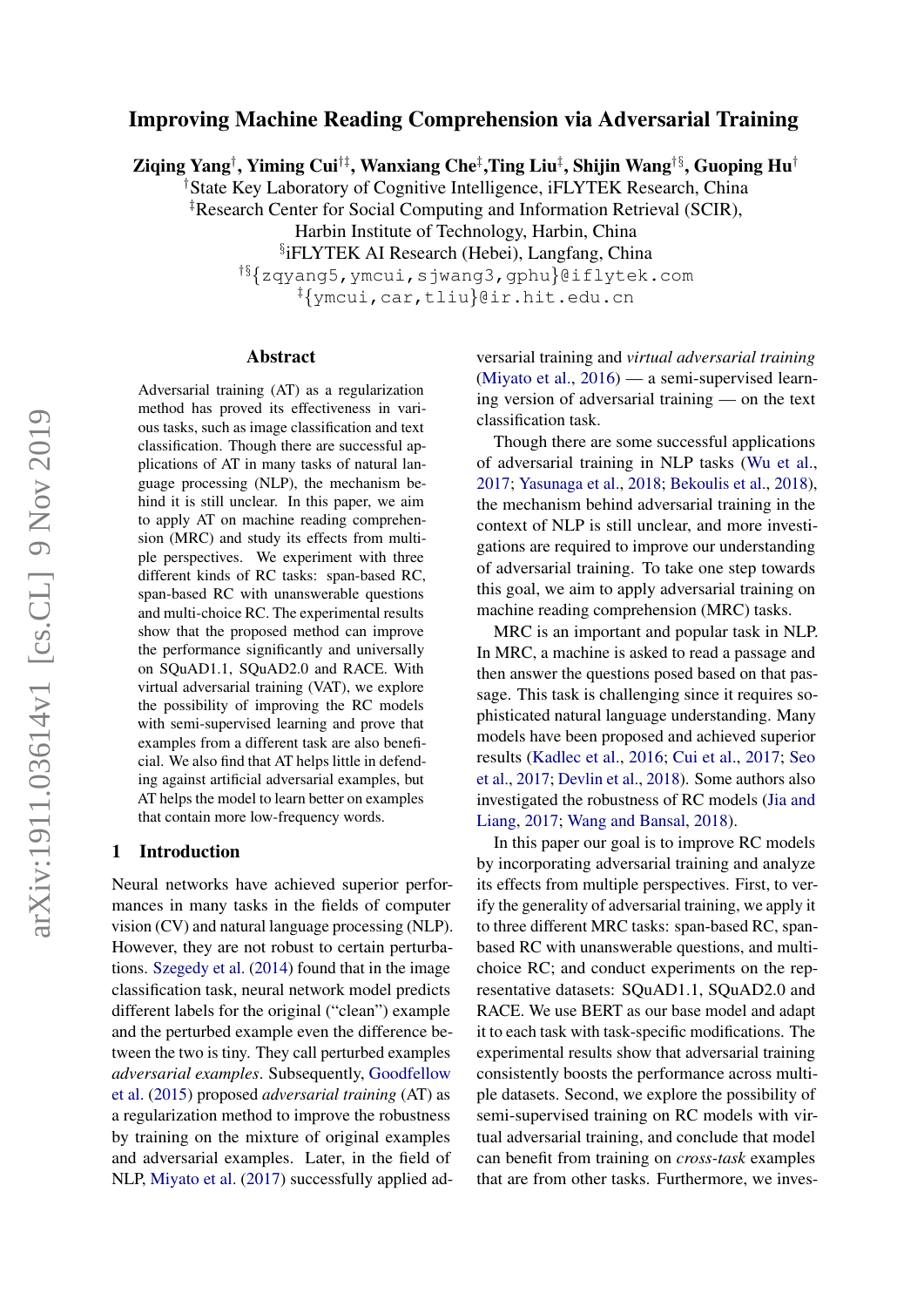# Improving Machine Reading Comprehension via Adversarial Training

**Ziqing Yang[†], Yiming Cui[†‡], Wanxiang Che[‡], Ting Liu[‡], Shijin Wang[†§], Guoping Hu[†]**

[†]State Key Laboratory of Cognitive Intelligence, iFLYTEK Research, China

[‡]Research Center for Social Computing and Information Retrieval (SCIR), Harbin Institute of Technology, Harbin, China

[§]iFLYTEK AI Research (Hebei), Langfang, China

[†§]{zqyang5,ymcui,sjwang3,gphu}@iflytek.com

[‡]{ymcui,car,tliu}@ir.hit.edu.cn

## Abstract

Adversarial training (AT) as a regularization method has proved its effectiveness in various tasks, such as image classification and text classification. Though there are successful applications of AT in many tasks of natural language processing (NLP), the mechanism behind it is still unclear. In this paper, we aim to apply AT on machine reading comprehension (MRC) and study its effects from multiple perspectives. We experiment with three different kinds of RC tasks: span-based RC, span-based RC with unanswerable questions and multi-choice RC. The experimental results show that the proposed method can improve the performance significantly and universally on SQuAD1.1, SQuAD2.0 and RACE. With virtual adversarial training (VAT), we explore the possibility of improving the RC models with semi-supervised learning and prove that examples from a different task are also beneficial. We also find that AT helps little in defending against artificial adversarial examples, but AT helps the model to learn better on examples that contain more low-frequency words.

## 1 Introduction

Neural networks have achieved superior performances in many tasks in the fields of computer vision (CV) and natural language processing (NLP). However, they are not robust to certain perturbations. Szegedy et al. (2014) found that in the image classification task, neural network model predicts different labels for the original ("clean") example and the perturbed example even the difference between the two is tiny. They call perturbed examples *adversarial examples*. Subsequently, Goodfellow et al. (2015) proposed *adversarial training* (AT) as a regularization method to improve the robustness by training on the mixture of original examples and adversarial examples. Later, in the field of NLP, Miyato et al. (2017) successfully applied adversarial training and *virtual adversarial training* (Miyato et al., 2016) — a semi-supervised learning version of adversarial training — on the text classification task.

Though there are some successful applications of adversarial training in NLP tasks (Wu et al., 2017; Yasunaga et al., 2018; Bekoulis et al., 2018), the mechanism behind adversarial training in the context of NLP is still unclear, and more investigations are required to improve our understanding of adversarial training. To take one step towards this goal, we aim to apply adversarial training on machine reading comprehension (MRC) tasks.

MRC is an important and popular task in NLP. In MRC, a machine is asked to read a passage and then answer the questions posed based on that passage. This task is challenging since it requires sophisticated natural language understanding. Many models have been proposed and achieved superior results (Kadlec et al., 2016; Cui et al., 2017; Seo et al., 2017; Devlin et al., 2018). Some authors also investigated the robustness of RC models (Jia and Liang, 2017; Wang and Bansal, 2018).

In this paper our goal is to improve RC models by incorporating adversarial training and analyze its effects from multiple perspectives. First, to verify the generality of adversarial training, we apply it to three different MRC tasks: span-based RC, span-based RC with unanswerable questions, and multi-choice RC; and conduct experiments on the representative datasets: SQuAD1.1, SQuAD2.0 and RACE. We use BERT as our base model and adapt it to each task with task-specific modifications. The experimental results show that adversarial training consistently boosts the performance across multiple datasets. Second, we explore the possibility of semi-supervised training on RC models with virtual adversarial training, and conclude that model can benefit from training on *cross-task* examples that are from other tasks. Furthermore, we inves-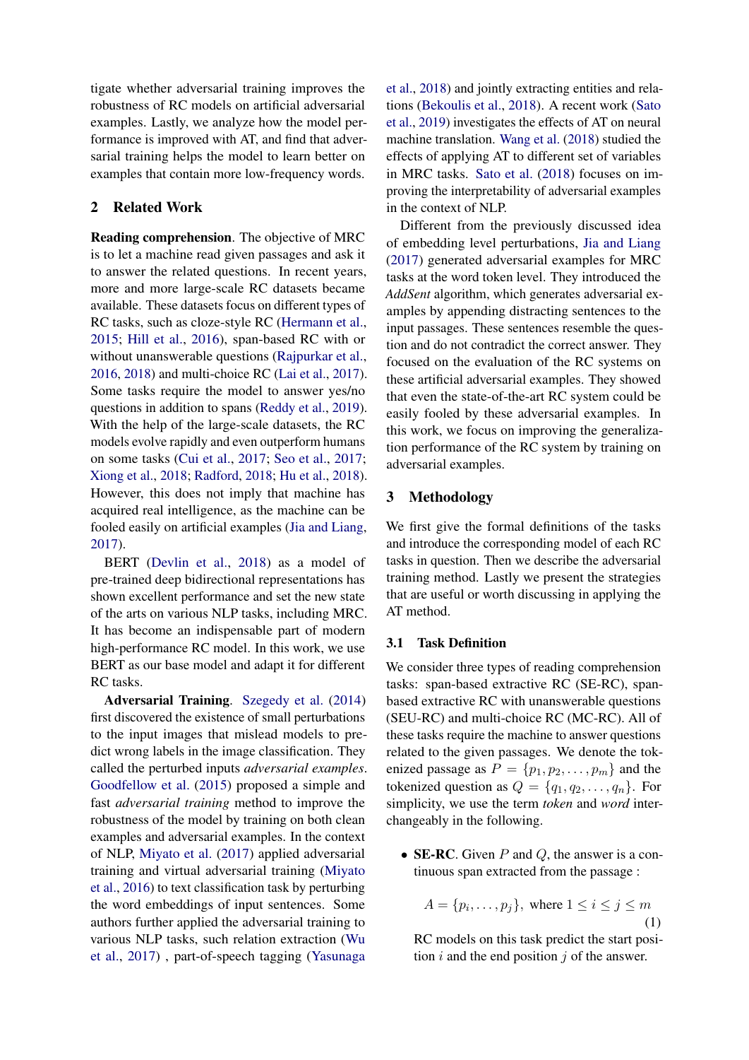tigate whether adversarial training improves the robustness of RC models on artificial adversarial examples. Lastly, we analyze how the model performance is improved with AT, and find that adversarial training helps the model to learn better on examples that contain more low-frequency words.

## 2 Related Work

**Reading comprehension**. The objective of MRC is to let a machine read given passages and ask it to answer the related questions. In recent years, more and more large-scale RC datasets became available. These datasets focus on different types of RC tasks, such as cloze-style RC (Hermann et al., 2015; Hill et al., 2016), span-based RC with or without unanswerable questions (Rajpurkar et al., 2016, 2018) and multi-choice RC (Lai et al., 2017). Some tasks require the model to answer yes/no questions in addition to spans (Reddy et al., 2019). With the help of the large-scale datasets, the RC models evolve rapidly and even outperform humans on some tasks (Cui et al., 2017; Seo et al., 2017; Xiong et al., 2018; Radford, 2018; Hu et al., 2018). However, this does not imply that machine has acquired real intelligence, as the machine can be fooled easily on artificial examples (Jia and Liang, 2017).

BERT (Devlin et al., 2018) as a model of pre-trained deep bidirectional representations has shown excellent performance and set the new state of the arts on various NLP tasks, including MRC. It has become an indispensable part of modern high-performance RC model. In this work, we use BERT as our base model and adapt it for different RC tasks.

**Adversarial Training**. Szegedy et al. (2014) first discovered the existence of small perturbations to the input images that mislead models to predict wrong labels in the image classification. They called the perturbed inputs *adversarial examples*. Goodfellow et al. (2015) proposed a simple and fast *adversarial training* method to improve the robustness of the model by training on both clean examples and adversarial examples. In the context of NLP, Miyato et al. (2017) applied adversarial training and virtual adversarial training (Miyato et al., 2016) to text classification task by perturbing the word embeddings of input sentences. Some authors further applied the adversarial training to various NLP tasks, such relation extraction (Wu et al., 2017) , part-of-speech tagging (Yasunaga et al., 2018) and jointly extracting entities and relations (Bekoulis et al., 2018). A recent work (Sato et al., 2019) investigates the effects of AT on neural machine translation. Wang et al. (2018) studied the effects of applying AT to different set of variables in MRC tasks. Sato et al. (2018) focuses on improving the interpretability of adversarial examples in the context of NLP.

Different from the previously discussed idea of embedding level perturbations, Jia and Liang (2017) generated adversarial examples for MRC tasks at the word token level. They introduced the *AddSent* algorithm, which generates adversarial examples by appending distracting sentences to the input passages. These sentences resemble the question and do not contradict the correct answer. They focused on the evaluation of the RC systems on these artificial adversarial examples. They showed that even the state-of-the-art RC system could be easily fooled by these adversarial examples. In this work, we focus on improving the generalization performance of the RC system by training on adversarial examples.

## 3 Methodology

We first give the formal definitions of the tasks and introduce the corresponding model of each RC tasks in question. Then we describe the adversarial training method. Lastly we present the strategies that are useful or worth discussing in applying the AT method.

### 3.1 Task Definition

We consider three types of reading comprehension tasks: span-based extractive RC (SE-RC), span-based extractive RC with unanswerable questions (SEU-RC) and multi-choice RC (MC-RC). All of these tasks require the machine to answer questions related to the given passages. We denote the tokenized passage as $P = \{p_1, p_2, \ldots, p_m\}$ and the tokenized question as $Q = \{q_1, q_2, \ldots, q_n\}$. For simplicity, we use the term *token* and *word* interchangeably in the following.

- **SE-RC**. Given $P$ and $Q$, the answer is a continuous span extracted from the passage :

$$A = \{p_i, \ldots, p_j\}, \text{ where } 1 \leq i \leq j \leq m \quad (1)$$

RC models on this task predict the start position $i$ and the end position $j$ of the answer.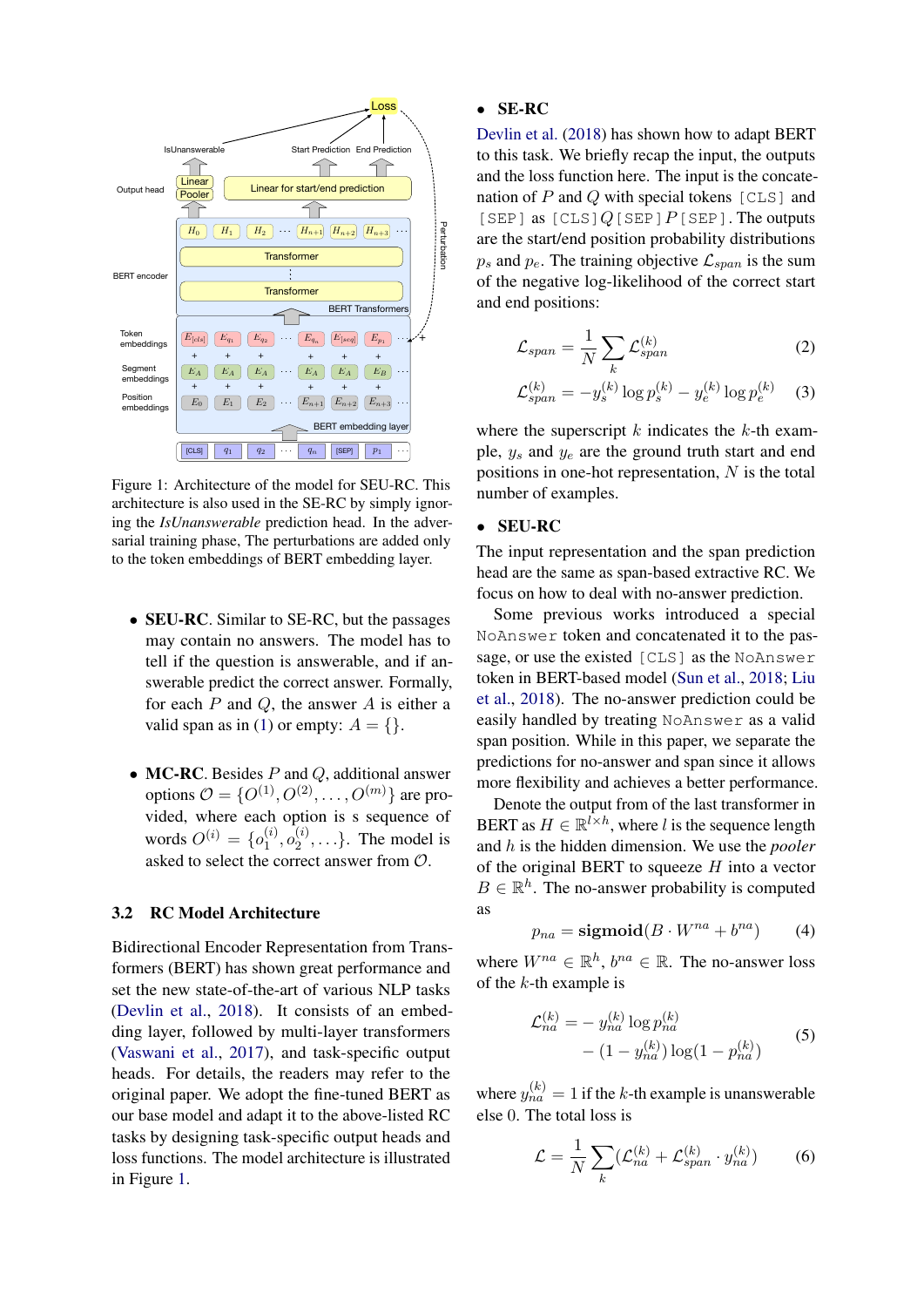Figure 1: Architecture of the model for SEU-RC. This architecture is also used in the SE-RC by simply ignoring the *IsUnanswerable* prediction head. In the adversarial training phase, The perturbations are added only to the token embeddings of BERT embedding layer.

- **SEU-RC**. Similar to SE-RC, but the passages may contain no answers. The model has to tell if the question is answerable, and if answerable predict the correct answer. Formally, for each $P$ and $Q$, the answer $A$ is either a valid span as in (1) or empty: $A = \{\}$.

- **MC-RC**. Besides $P$ and $Q$, additional answer options $\mathcal{O} = \{O^{(1)}, O^{(2)}, \ldots, O^{(m)}\}$ are provided, where each option is s sequence of words $O^{(i)} = \{o_1^{(i)}, o_2^{(i)}, \ldots\}$. The model is asked to select the correct answer from $\mathcal{O}$.

## 3.2 RC Model Architecture

Bidirectional Encoder Representation from Transformers (BERT) has shown great performance and set the new state-of-the-art of various NLP tasks (Devlin et al., 2018). It consists of an embedding layer, followed by multi-layer transformers (Vaswani et al., 2017), and task-specific output heads. For details, the readers may refer to the original paper. We adopt the fine-tuned BERT as our base model and adapt it to the above-listed RC tasks by designing task-specific output heads and loss functions. The model architecture is illustrated in Figure 1.

- **SE-RC**

Devlin et al. (2018) has shown how to adapt BERT to this task. We briefly recap the input, the outputs and the loss function here. The input is the concatenation of $P$ and $Q$ with special tokens `[CLS]` and `[SEP]` as `[CLS]` $Q$ `[SEP]` $P$ `[SEP]`. The outputs are the start/end position probability distributions $p_s$ and $p_e$. The training objective $\mathcal{L}_{span}$ is the sum of the negative log-likelihood of the correct start and end positions:

$$\mathcal{L}_{span} = \frac{1}{N} \sum_k \mathcal{L}_{span}^{(k)} \tag{2}$$

$$\mathcal{L}_{span}^{(k)} = -y_s^{(k)} \log p_s^{(k)} - y_e^{(k)} \log p_e^{(k)} \tag{3}$$

where the superscript $k$ indicates the $k$-th example, $y_s$ and $y_e$ are the ground truth start and end positions in one-hot representation, $N$ is the total number of examples.

- **SEU-RC**

The input representation and the span prediction head are the same as span-based extractive RC. We focus on how to deal with no-answer prediction.

Some previous works introduced a special `NoAnswer` token and concatenated it to the passage, or use the existed `[CLS]` as the `NoAnswer` token in BERT-based model (Sun et al., 2018; Liu et al., 2018). The no-answer prediction could be easily handled by treating `NoAnswer` as a valid span position. While in this paper, we separate the predictions for no-answer and span since it allows more flexibility and achieves a better performance.

Denote the output from of the last transformer in BERT as $H \in \mathbb{R}^{l \times h}$, where $l$ is the sequence length and $h$ is the hidden dimension. We use the *pooler* of the original BERT to squeeze $H$ into a vector $B \in \mathbb{R}^h$. The no-answer probability is computed as

$$p_{na} = \textbf{sigmoid}(B \cdot W^{na} + b^{na}) \tag{4}$$

where $W^{na} \in \mathbb{R}^h$, $b^{na} \in \mathbb{R}$. The no-answer loss of the $k$-th example is

$$\begin{aligned} \mathcal{L}_{na}^{(k)} = &- y_{na}^{(k)} \log p_{na}^{(k)} \\ &- (1 - y_{na}^{(k)}) \log(1 - p_{na}^{(k)}) \end{aligned} \tag{5}$$

where $y_{na}^{(k)} = 1$ if the $k$-th example is unanswerable else $0$. The total loss is

$$\mathcal{L} = \frac{1}{N} \sum_k (\mathcal{L}_{na}^{(k)} + \mathcal{L}_{span}^{(k)} \cdot y_{na}^{(k)}) \tag{6}$$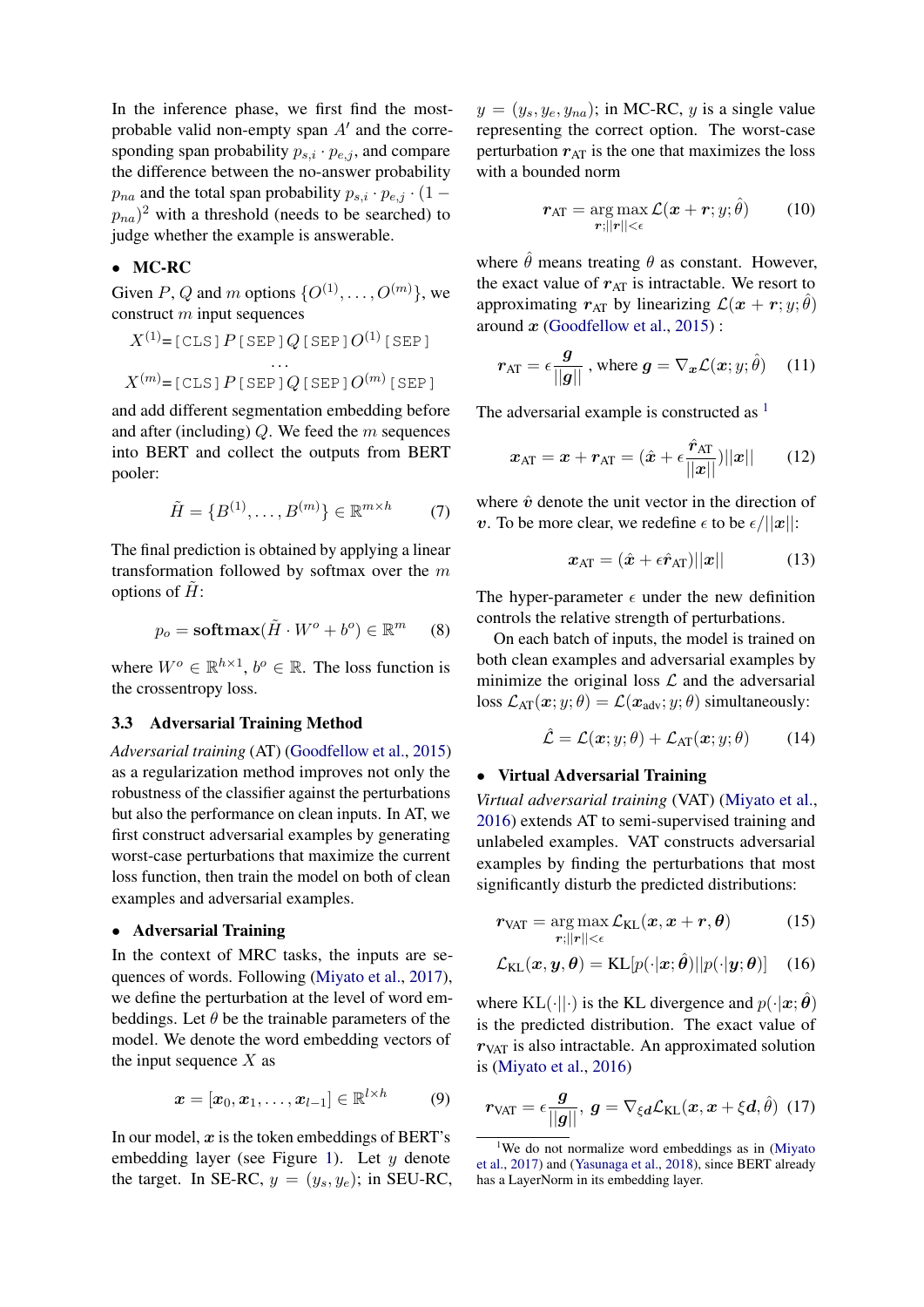In the inference phase, we first find the most-probable valid non-empty span $A'$ and the corresponding span probability $p_{s,i} \cdot p_{e,j}$, and compare the difference between the no-answer probability $p_{na}$ and the total span probability $p_{s,i} \cdot p_{e,j} \cdot (1 - p_{na})^2$ with a threshold (needs to be searched) to judge whether the example is answerable.

- **MC-RC**

Given $P$, $Q$ and $m$ options $\{O^{(1)}, \ldots, O^{(m)}\}$, we construct $m$ input sequences

$$X^{(1)} = \texttt{[CLS]}\, P\, \texttt{[SEP]}\, Q\, \texttt{[SEP]}\, O^{(1)}\, \texttt{[SEP]}$$
$$\ldots$$
$$X^{(m)} = \texttt{[CLS]}\, P\, \texttt{[SEP]}\, Q\, \texttt{[SEP]}\, O^{(m)}\, \texttt{[SEP]}$$

and add different segmentation embedding before and after (including) $Q$. We feed the $m$ sequences into BERT and collect the outputs from BERT pooler:

$$\tilde{H} = \{B^{(1)}, \ldots, B^{(m)}\} \in \mathbb{R}^{m \times h} \tag{7}$$

The final prediction is obtained by applying a linear transformation followed by softmax over the $m$ options of $\tilde{H}$:

$$p_o = \textbf{softmax}(\tilde{H} \cdot W^o + b^o) \in \mathbb{R}^m \tag{8}$$

where $W^o \in \mathbb{R}^{h \times 1}$, $b^o \in \mathbb{R}$. The loss function is the crossentropy loss.

### 3.3 Adversarial Training Method

*Adversarial training* (AT) (Goodfellow et al., 2015) as a regularization method improves not only the robustness of the classifier against the perturbations but also the performance on clean inputs. In AT, we first construct adversarial examples by generating worst-case perturbations that maximize the current loss function, then train the model on both of clean examples and adversarial examples.

- **Adversarial Training**

In the context of MRC tasks, the inputs are sequences of words. Following (Miyato et al., 2017), we define the perturbation at the level of word embeddings. Let $\theta$ be the trainable parameters of the model. We denote the word embedding vectors of the input sequence $X$ as

$$\boldsymbol{x} = [\boldsymbol{x}_0, \boldsymbol{x}_1, \ldots, \boldsymbol{x}_{l-1}] \in \mathbb{R}^{l \times h} \tag{9}$$

In our model, $\boldsymbol{x}$ is the token embeddings of BERT's embedding layer (see Figure 1). Let $y$ denote the target. In SE-RC, $y = (y_s, y_e)$; in SEU-RC, $y = (y_s, y_e, y_{na})$; in MC-RC, $y$ is a single value representing the correct option. The worst-case perturbation $\boldsymbol{r}_{\text{AT}}$ is the one that maximizes the loss with a bounded norm

$$\boldsymbol{r}_{\text{AT}} = \underset{\boldsymbol{r};||\boldsymbol{r}||<\epsilon}{\arg\max}\, \mathcal{L}(\boldsymbol{x} + \boldsymbol{r}; y; \hat{\theta}) \tag{10}$$

where $\hat{\theta}$ means treating $\theta$ as constant. However, the exact value of $\boldsymbol{r}_{\text{AT}}$ is intractable. We resort to approximating $\boldsymbol{r}_{\text{AT}}$ by linearizing $\mathcal{L}(\boldsymbol{x} + \boldsymbol{r}; y; \hat{\theta})$ around $\boldsymbol{x}$ (Goodfellow et al., 2015) :

$$\boldsymbol{r}_{\text{AT}} = \epsilon \frac{\boldsymbol{g}}{||\boldsymbol{g}||}\text{ , where } \boldsymbol{g} = \nabla_{\boldsymbol{x}} \mathcal{L}(\boldsymbol{x}; y; \hat{\theta}) \tag{11}$$

The adversarial example is constructed as [1]

$$\boldsymbol{x}_{\text{AT}} = \boldsymbol{x} + \boldsymbol{r}_{\text{AT}} = (\hat{\boldsymbol{x}} + \epsilon \frac{\hat{\boldsymbol{r}}_{\text{AT}}}{||\boldsymbol{x}||})||\boldsymbol{x}|| \tag{12}$$

where $\hat{\boldsymbol{v}}$ denote the unit vector in the direction of $\boldsymbol{v}$. To be more clear, we redefine $\epsilon$ to be $\epsilon/||\boldsymbol{x}||$:

$$\boldsymbol{x}_{\text{AT}} = (\hat{\boldsymbol{x}} + \epsilon \hat{\boldsymbol{r}}_{\text{AT}})||\boldsymbol{x}|| \tag{13}$$

The hyper-parameter $\epsilon$ under the new definition controls the relative strength of perturbations.

On each batch of inputs, the model is trained on both clean examples and adversarial examples by minimize the original loss $\mathcal{L}$ and the adversarial loss $\mathcal{L}_{\text{AT}}(\boldsymbol{x}; y; \theta) = \mathcal{L}(\boldsymbol{x}_{\text{adv}}; y; \theta)$ simultaneously:

$$\hat{\mathcal{L}} = \mathcal{L}(\boldsymbol{x}; y; \theta) + \mathcal{L}_{\text{AT}}(\boldsymbol{x}; y; \theta) \tag{14}$$

- **Virtual Adversarial Training**

*Virtual adversarial training* (VAT) (Miyato et al., 2016) extends AT to semi-supervised training and unlabeled examples. VAT constructs adversarial examples by finding the perturbations that most significantly disturb the predicted distributions:

$$\boldsymbol{r}_{\text{VAT}} = \underset{\boldsymbol{r};||\boldsymbol{r}||<\epsilon}{\arg\max}\, \mathcal{L}_{\text{KL}}(\boldsymbol{x}, \boldsymbol{x} + \boldsymbol{r}, \boldsymbol{\theta}) \tag{15}$$

$$\mathcal{L}_{\text{KL}}(\boldsymbol{x}, \boldsymbol{y}, \boldsymbol{\theta}) = \text{KL}[p(\cdot|\boldsymbol{x}; \hat{\boldsymbol{\theta}})||p(\cdot|\boldsymbol{y}; \boldsymbol{\theta})] \tag{16}$$

where $\text{KL}(\cdot||\cdot)$ is the KL divergence and $p(\cdot|\boldsymbol{x}; \hat{\boldsymbol{\theta}})$ is the predicted distribution. The exact value of $\boldsymbol{r}_{\text{VAT}}$ is also intractable. An approximated solution is (Miyato et al., 2016)

$$\boldsymbol{r}_{\text{VAT}} = \epsilon \frac{\boldsymbol{g}}{||\boldsymbol{g}||},\ \boldsymbol{g} = \nabla_{\xi \boldsymbol{d}} \mathcal{L}_{\text{KL}}(\boldsymbol{x}, \boldsymbol{x} + \xi \boldsymbol{d}, \hat{\theta}) \tag{17}$$

[1] We do not normalize word embeddings as in (Miyato et al., 2017) and (Yasunaga et al., 2018), since BERT already has a LayerNorm in its embedding layer.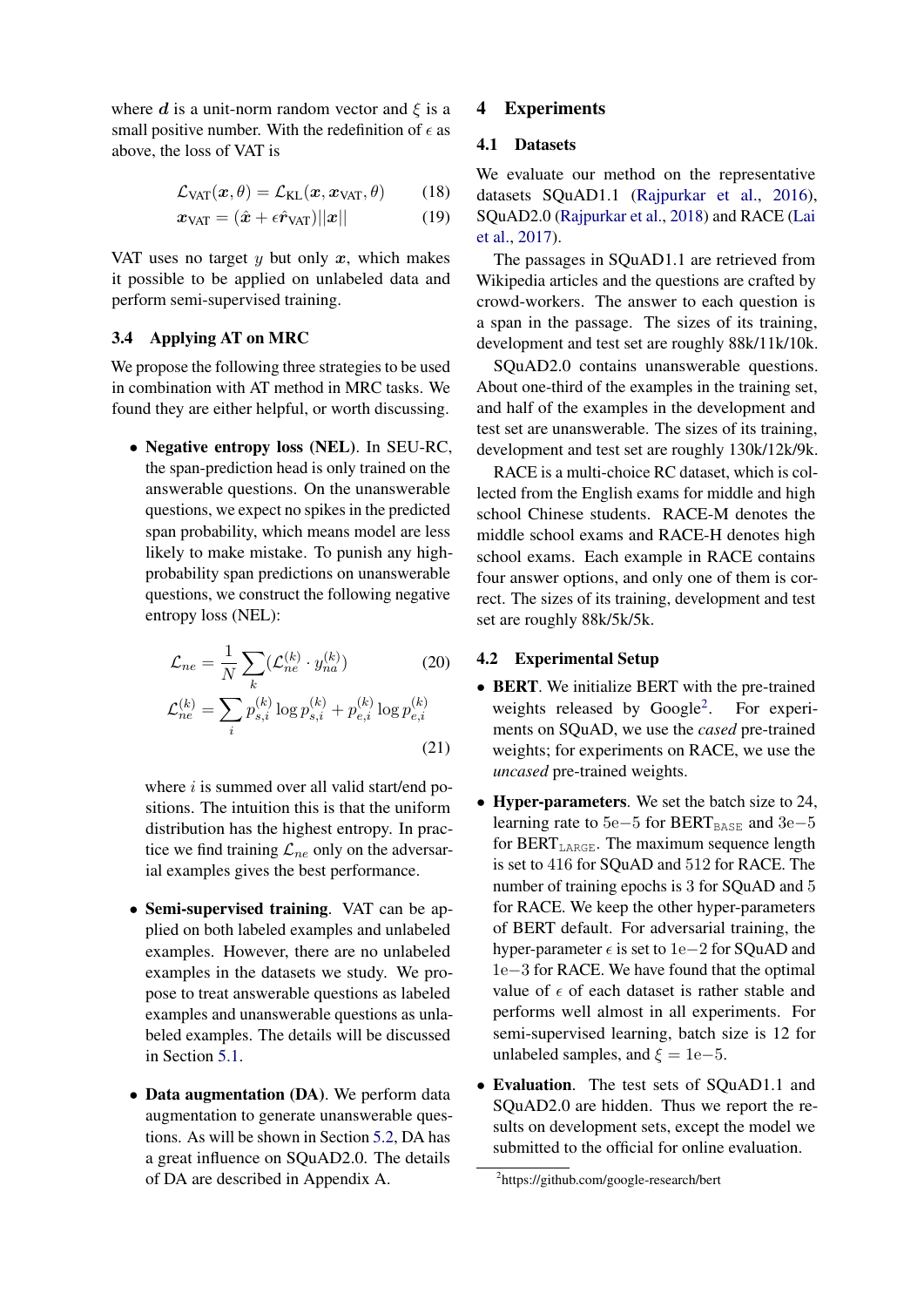where $\boldsymbol{d}$ is a unit-norm random vector and $\xi$ is a small positive number. With the redefinition of $\epsilon$ as above, the loss of VAT is

$$\mathcal{L}_{\text{VAT}}(\boldsymbol{x}, \theta) = \mathcal{L}_{\text{KL}}(\boldsymbol{x}, \boldsymbol{x}_{\text{VAT}}, \theta) \tag{18}$$

$$\boldsymbol{x}_{\text{VAT}} = (\hat{\boldsymbol{x}} + \epsilon \hat{\boldsymbol{r}}_{\text{VAT}})||\boldsymbol{x}|| \tag{19}$$

VAT uses no target $y$ but only $\boldsymbol{x}$, which makes it possible to be applied on unlabeled data and perform semi-supervised training.

### 3.4 Applying AT on MRC

We propose the following three strategies to be used in combination with AT method in MRC tasks. We found they are either helpful, or worth discussing.

- **Negative entropy loss (NEL)**. In SEU-RC, the span-prediction head is only trained on the answerable questions. On the unanswerable questions, we expect no spikes in the predicted span probability, which means model are less likely to make mistake. To punish any high-probability span predictions on unanswerable questions, we construct the following negative entropy loss (NEL):

$$\mathcal{L}_{ne} = \frac{1}{N} \sum_{k} (\mathcal{L}_{ne}^{(k)} \cdot y_{na}^{(k)}) \tag{20}$$

$$\mathcal{L}_{ne}^{(k)} = \sum_{i} p_{s,i}^{(k)} \log p_{s,i}^{(k)} + p_{e,i}^{(k)} \log p_{e,i}^{(k)} \tag{21}$$

  where $i$ is summed over all valid start/end positions. The intuition this is that the uniform distribution has the highest entropy. In practice we find training $\mathcal{L}_{ne}$ only on the adversarial examples gives the best performance.

- **Semi-supervised training**. VAT can be applied on both labeled examples and unlabeled examples. However, there are no unlabeled examples in the datasets we study. We propose to treat answerable questions as labeled examples and unanswerable questions as unlabeled examples. The details will be discussed in Section 5.1.

- **Data augmentation (DA)**. We perform data augmentation to generate unanswerable questions. As will be shown in Section 5.2, DA has a great influence on SQuAD2.0. The details of DA are described in Appendix A.

## 4 Experiments

### 4.1 Datasets

We evaluate our method on the representative datasets SQuAD1.1 (Rajpurkar et al., 2016), SQuAD2.0 (Rajpurkar et al., 2018) and RACE (Lai et al., 2017).

The passages in SQuAD1.1 are retrieved from Wikipedia articles and the questions are crafted by crowd-workers. The answer to each question is a span in the passage. The sizes of its training, development and test set are roughly 88k/11k/10k.

SQuAD2.0 contains unanswerable questions. About one-third of the examples in the training set, and half of the examples in the development and test set are unanswerable. The sizes of its training, development and test set are roughly 130k/12k/9k.

RACE is a multi-choice RC dataset, which is collected from the English exams for middle and high school Chinese students. RACE-M denotes the middle school exams and RACE-H denotes high school exams. Each example in RACE contains four answer options, and only one of them is correct. The sizes of its training, development and test set are roughly 88k/5k/5k.

### 4.2 Experimental Setup

- **BERT**. We initialize BERT with the pre-trained weights released by Google[2]. For experiments on SQuAD, we use the *cased* pre-trained weights; for experiments on RACE, we use the *uncased* pre-trained weights.

- **Hyper-parameters**. We set the batch size to 24, learning rate to $5\mathrm{e}{-5}$ for $\text{BERT}_{\texttt{BASE}}$ and $3\mathrm{e}{-5}$ for $\text{BERT}_{\texttt{LARGE}}$. The maximum sequence length is set to 416 for SQuAD and 512 for RACE. The number of training epochs is 3 for SQuAD and 5 for RACE. We keep the other hyper-parameters of BERT default. For adversarial training, the hyper-parameter $\epsilon$ is set to $1\mathrm{e}{-2}$ for SQuAD and $1\mathrm{e}{-3}$ for RACE. We have found that the optimal value of $\epsilon$ of each dataset is rather stable and performs well almost in all experiments. For semi-supervised learning, batch size is 12 for unlabeled samples, and $\xi = 1\mathrm{e}{-5}$.

- **Evaluation**. The test sets of SQuAD1.1 and SQuAD2.0 are hidden. Thus we report the results on development sets, except the model we submitted to the official for online evaluation.

[2] https://github.com/google-research/bert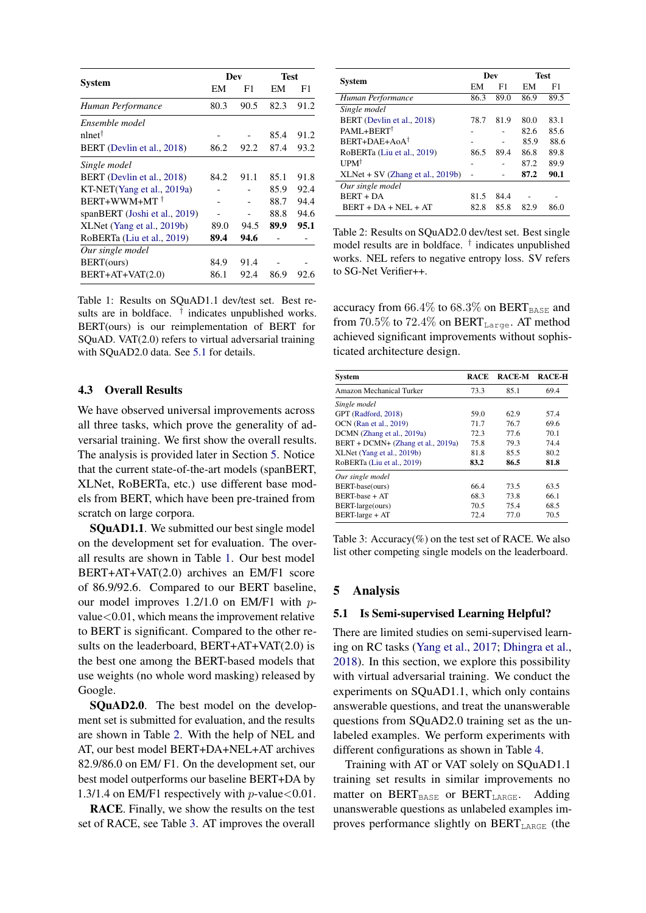| System | Dev | | Test | |
|---|---|---|---|---|
| | EM | F1 | EM | F1 |
| *Human Performance* | 80.3 | 90.5 | 82.3 | 91.2 |
| *Ensemble model* | | | | |
| nlnet[†] | - | - | 85.4 | 91.2 |
| BERT (Devlin et al., 2018) | 86.2 | 92.2 | 87.4 | 93.2 |
| *Single model* | | | | |
| BERT (Devlin et al., 2018) | 84.2 | 91.1 | 85.1 | 91.8 |
| KT-NET(Yang et al., 2019a) | - | - | 85.9 | 92.4 |
| BERT+WWM+MT[†] | - | - | 88.7 | 94.4 |
| spanBERT (Joshi et al., 2019) | - | - | 88.8 | 94.6 |
| XLNet (Yang et al., 2019b) | 89.0 | 94.5 | **89.9** | **95.1** |
| RoBERTa (Liu et al., 2019) | **89.4** | **94.6** | - | - |
| *Our single model* | | | | |
| BERT(ours) | 84.9 | 91.4 | - | - |
| BERT+AT+VAT(2.0) | 86.1 | 92.4 | 86.9 | 92.6 |

Table 1: Results on SQuAD1.1 dev/test set. Best results are in boldface. [†] indicates unpublished works. BERT(ours) is our reimplementation of BERT for SQuAD. VAT(2.0) refers to virtual adversarial training with SQuAD2.0 data. See 5.1 for details.

### 4.3 Overall Results

We have observed universal improvements across all three tasks, which prove the generality of adversarial training. We first show the overall results. The analysis is provided later in Section 5. Notice that the current state-of-the-art models (spanBERT, XLNet, RoBERTa, etc.) use different base models from BERT, which have been pre-trained from scratch on large corpora.

**SQuAD1.1**. We submitted our best single model on the development set for evaluation. The overall results are shown in Table 1. Our best model BERT+AT+VAT(2.0) archives an EM/F1 score of 86.9/92.6. Compared to our BERT baseline, our model improves 1.2/1.0 on EM/F1 with $p$-value$<$0.01, which means the improvement relative to BERT is significant. Compared to the other results on the leaderboard, BERT+AT+VAT(2.0) is the best one among the BERT-based models that use weights (no whole word masking) released by Google.

**SQuAD2.0**. The best model on the development set is submitted for evaluation, and the results are shown in Table 2. With the help of NEL and AT, our best model BERT+DA+NEL+AT archives 82.9/86.0 on EM/ F1. On the development set, our best model outperforms our baseline BERT+DA by 1.3/1.4 on EM/F1 respectively with $p$-value$<$0.01.

**RACE**. Finally, we show the results on the test set of RACE, see Table 3. AT improves the overall

| System | Dev | | Test | |
|---|---|---|---|---|
| | EM | F1 | EM | F1 |
| *Human Performance* | 86.3 | 89.0 | 86.9 | 89.5 |
| *Single model* | | | | |
| BERT (Devlin et al., 2018) | 78.7 | 81.9 | 80.0 | 83.1 |
| PAML+BERT[†] | - | - | 82.6 | 85.6 |
| BERT+DAE+AoA[†] | - | - | 85.9 | 88.6 |
| RoBERTa (Liu et al., 2019) | 86.5 | 89.4 | 86.8 | 89.8 |
| UPM[†] | - | - | 87.2 | 89.9 |
| XLNet + SV (Zhang et al., 2019b) | - | - | **87.2** | **90.1** |
| *Our single model* | | | | |
| BERT + DA | 81.5 | 84.4 | - | - |
| BERT + DA + NEL + AT | 82.8 | 85.8 | 82.9 | 86.0 |

Table 2: Results on SQuAD2.0 dev/test set. Best single model results are in boldface. [†] indicates unpublished works. NEL refers to negative entropy loss. SV refers to SG-Net Verifier++.

accuracy from 66.4% to 68.3% on BERT$_{\text{BASE}}$ and from 70.5% to 72.4% on BERT$_{\text{Large}}$. AT method achieved significant improvements without sophisticated architecture design.

| System | RACE | RACE-M | RACE-H |
|---|---|---|---|
| Amazon Mechanical Turker | 73.3 | 85.1 | 69.4 |
| *Single model* | | | |
| GPT (Radford, 2018) | 59.0 | 62.9 | 57.4 |
| OCN (Ran et al., 2019) | 71.7 | 76.7 | 69.6 |
| DCMN (Zhang et al., 2019a) | 72.3 | 77.6 | 70.1 |
| BERT + DCMN+ (Zhang et al., 2019a) | 75.8 | 79.3 | 74.4 |
| XLNet (Yang et al., 2019b) | 81.8 | 85.5 | 80.2 |
| RoBERTa (Liu et al., 2019) | **83.2** | **86.5** | **81.8** |
| *Our single model* | | | |
| BERT-base(ours) | 66.4 | 73.5 | 63.5 |
| BERT-base + AT | 68.3 | 73.8 | 66.1 |
| BERT-large(ours) | 70.5 | 75.4 | 68.5 |
| BERT-large + AT | 72.4 | 77.0 | 70.5 |

Table 3: Accuracy(%) on the test set of RACE. We also list other competing single models on the leaderboard.

## 5 Analysis

### 5.1 Is Semi-supervised Learning Helpful?

There are limited studies on semi-supervised learning on RC tasks (Yang et al., 2017; Dhingra et al., 2018). In this section, we explore this possibility with virtual adversarial training. We conduct the experiments on SQuAD1.1, which only contains answerable questions, and treat the unanswerable questions from SQuAD2.0 training set as the unlabeled examples. We perform experiments with different configurations as shown in Table 4.

Training with AT or VAT solely on SQuAD1.1 training set results in similar improvements no matter on BERT$_{\text{BASE}}$ or BERT$_{\text{LARGE}}$. Adding unanswerable questions as unlabeled examples improves performance slightly on BERT$_{\text{LARGE}}$ (the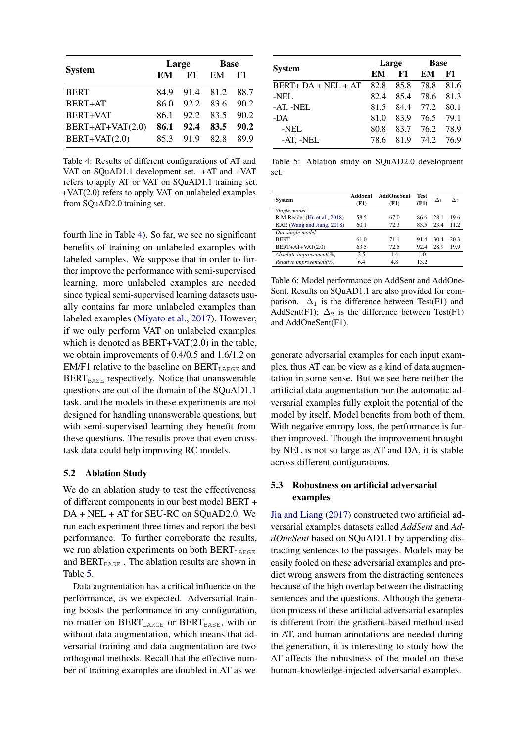| System | Large | | Base | |
|---|---|---|---|---|
| | EM | F1 | EM | F1 |
| BERT | 84.9 | 91.4 | 81.2 | 88.7 |
| BERT+AT | 86.0 | 92.2 | 83.6 | 90.2 |
| BERT+VAT | 86.1 | 92.2 | 83.5 | 90.2 |
| BERT+AT+VAT(2.0) | **86.1** | **92.4** | **83.5** | **90.2** |
| BERT+VAT(2.0) | 85.3 | 91.9 | 82.8 | 89.9 |

Table 4: Results of different configurations of AT and VAT on SQuAD1.1 development set. +AT and +VAT refers to apply AT or VAT on SQuAD1.1 training set. +VAT(2.0) refers to apply VAT on unlabeled examples from SQuAD2.0 training set.

fourth line in Table 4). So far, we see no significant benefits of training on unlabeled examples with labeled samples. We suppose that in order to further improve the performance with semi-supervised learning, more unlabeled examples are needed since typical semi-supervised learning datasets usually contains far more unlabeled examples than labeled examples (Miyato et al., 2017). However, if we only perform VAT on unlabeled examples which is denoted as BERT+VAT(2.0) in the table, we obtain improvements of 0.4/0.5 and 1.6/1.2 on EM/F1 relative to the baseline on $\text{BERT}_{\text{LARGE}}$ and $\text{BERT}_{\text{BASE}}$ respectively. Notice that unanswerable questions are out of the domain of the SQuAD1.1 task, and the models in these experiments are not designed for handling unanswerable questions, but with semi-supervised learning they benefit from these questions. The results prove that even cross-task data could help improving RC models.

### 5.2 Ablation Study

We do an ablation study to test the effectiveness of different components in our best model BERT + DA + NEL + AT for SEU-RC on SQuAD2.0. We run each experiment three times and report the best performance. To further corroborate the results, we run ablation experiments on both $\text{BERT}_{\text{LARGE}}$ and $\text{BERT}_{\text{BASE}}$ . The ablation results are shown in Table 5.

Data augmentation has a critical influence on the performance, as we expected. Adversarial training boosts the performance in any configuration, no matter on $\text{BERT}_{\text{LARGE}}$ or $\text{BERT}_{\text{BASE}}$, with or without data augmentation, which means that adversarial training and data augmentation are two orthogonal methods. Recall that the effective number of training examples are doubled in AT as we

| System | Large | | Base | |
|---|---|---|---|---|
| | EM | F1 | EM | F1 |
| BERT+ DA + NEL + AT | 82.8 | 85.8 | 78.8 | 81.6 |
| -NEL | 82.4 | 85.4 | 78.6 | 81.3 |
| -AT, -NEL | 81.5 | 84.4 | 77.2 | 80.1 |
| -DA | 81.0 | 83.9 | 76.5 | 79.1 |
| -NEL | 80.8 | 83.7 | 76.2 | 78.9 |
| -AT, -NEL | 78.6 | 81.9 | 74.2 | 76.9 |

Table 5: Ablation study on SQuAD2.0 development set.

| System | AddSent (F1) | AddOneSent (F1) | Test (F1) | $\Delta_1$ | $\Delta_2$ |
|---|---|---|---|---|---|
| *Single model* | | | | | |
| R.M-Reader (Hu et al., 2018) | 58.5 | 67.0 | 86.6 | 28.1 | 19.6 |
| KAR (Wang and Jiang, 2018) | 60.1 | 72.3 | 83.5 | 23.4 | 11.2 |
| *Our single model* | | | | | |
| BERT | 61.0 | 71.1 | 91.4 | 30.4 | 20.3 |
| BERT+AT+VAT(2.0) | 63.5 | 72.5 | 92.4 | 28.9 | 19.9 |
| *Absolute improvement(%)* | 2.5 | 1.4 | 1.0 | | |
| *Relative improvement(%)* | 6.4 | 4.8 | 13.2 | | |

Table 6: Model performance on AddSent and AddOneSent. Results on SQuAD1.1 are also provided for comparison. $\Delta_1$ is the difference between Test(F1) and AddSent(F1); $\Delta_2$ is the difference between Test(F1) and AddOneSent(F1).

generate adversarial examples for each input examples, thus AT can be view as a kind of data augmentation in some sense. But we see here neither the artificial data augmentation nor the automatic adversarial examples fully exploit the potential of the model by itself. Model benefits from both of them. With negative entropy loss, the performance is further improved. Though the improvement brought by NEL is not so large as AT and DA, it is stable across different configurations.

### 5.3 Robustness on artificial adversarial examples

Jia and Liang (2017) constructed two artificial adversarial examples datasets called *AddSent* and *AddOneSent* based on SQuAD1.1 by appending distracting sentences to the passages. Models may be easily fooled on these adversarial examples and predict wrong answers from the distracting sentences because of the high overlap between the distracting sentences and the questions. Although the generation process of these artificial adversarial examples is different from the gradient-based method used in AT, and human annotations are needed during the generation, it is interesting to study how the AT affects the robustness of the model on these human-knowledge-injected adversarial examples.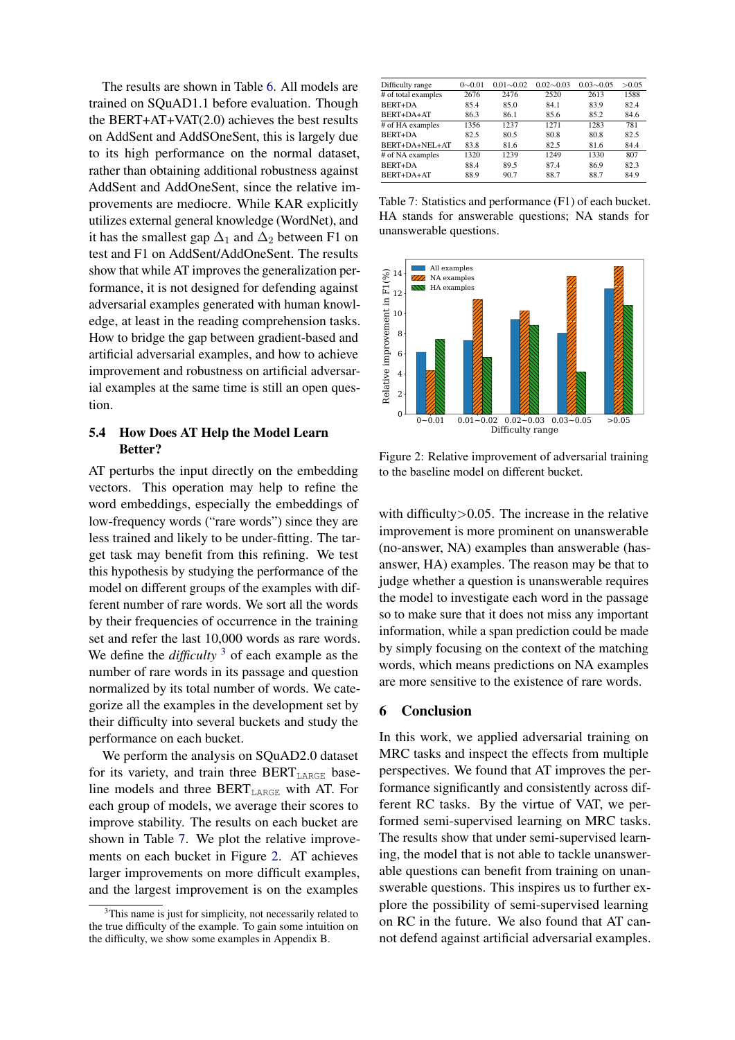The results are shown in Table 6. All models are trained on SQuAD1.1 before evaluation. Though the BERT+AT+VAT(2.0) achieves the best results on AddSent and AddSOneSent, this is largely due to its high performance on the normal dataset, rather than obtaining additional robustness against AddSent and AddOneSent, since the relative improvements are mediocre. While KAR explicitly utilizes external general knowledge (WordNet), and it has the smallest gap $\Delta_1$ and $\Delta_2$ between F1 on test and F1 on AddSent/AddOneSent. The results show that while AT improves the generalization performance, it is not designed for defending against adversarial examples generated with human knowledge, at least in the reading comprehension tasks. How to bridge the gap between gradient-based and artificial adversarial examples, and how to achieve improvement and robustness on artificial adversarial examples at the same time is still an open question.

## 5.4 How Does AT Help the Model Learn Better?

AT perturbs the input directly on the embedding vectors. This operation may help to refine the word embeddings, especially the embeddings of low-frequency words ("rare words") since they are less trained and likely to be under-fitting. The target task may benefit from this refining. We test this hypothesis by studying the performance of the model on different groups of the examples with different number of rare words. We sort all the words by their frequencies of occurrence in the training set and refer the last 10,000 words as rare words. We define the *difficulty* [3] of each example as the number of rare words in its passage and question normalized by its total number of words. We categorize all the examples in the development set by their difficulty into several buckets and study the performance on each bucket.

We perform the analysis on SQuAD2.0 dataset for its variety, and train three $\text{BERT}_{\text{LARGE}}$ baseline models and three $\text{BERT}_{\text{LARGE}}$ with AT. For each group of models, we average their scores to improve stability. The results on each bucket are shown in Table 7. We plot the relative improvements on each bucket in Figure 2. AT achieves larger improvements on more difficult examples, and the largest improvement is on the examples with difficulty>0.05. The increase in the relative improvement is more prominent on unanswerable (no-answer, NA) examples than answerable (has-answer, HA) examples. The reason may be that to judge whether a question is unanswerable requires the model to investigate each word in the passage so to make sure that it does not miss any important information, while a span prediction could be made by simply focusing on the context of the matching words, which means predictions on NA examples are more sensitive to the existence of rare words.

| Difficulty range | 0∼0.01 | 0.01∼0.02 | 0.02∼0.03 | 0.03∼0.05 | >0.05 |
|---|---|---|---|---|---|
| # of total examples | 2676 | 2476 | 2520 | 2613 | 1588 |
| BERT+DA | 85.4 | 85.0 | 84.1 | 83.9 | 82.4 |
| BERT+DA+AT | 86.3 | 86.1 | 85.6 | 85.2 | 84.6 |
| # of HA examples | 1356 | 1237 | 1271 | 1283 | 781 |
| BERT+DA | 82.5 | 80.5 | 80.8 | 80.8 | 82.5 |
| BERT+DA+NEL+AT | 83.8 | 81.6 | 82.5 | 81.6 | 84.4 |
| # of NA examples | 1320 | 1239 | 1249 | 1330 | 807 |
| BERT+DA | 88.4 | 89.5 | 87.4 | 86.9 | 82.3 |
| BERT+DA+AT | 88.9 | 90.7 | 88.7 | 88.7 | 84.9 |

Table 7: Statistics and performance (F1) of each bucket. HA stands for answerable questions; NA stands for unanswerable questions.

Figure 2: Relative improvement of adversarial training to the baseline model on different bucket.

## 6 Conclusion

In this work, we applied adversarial training on MRC tasks and inspect the effects from multiple perspectives. We found that AT improves the performance significantly and consistently across different RC tasks. By the virtue of VAT, we performed semi-supervised learning on MRC tasks. The results show that under semi-supervised learning, the model that is not able to tackle unanswerable questions can benefit from training on unanswerable questions. This inspires us to further explore the possibility of semi-supervised learning on RC in the future. We also found that AT cannot defend against artificial adversarial examples.

[3] This name is just for simplicity, not necessarily related to the true difficulty of the example. To gain some intuition on the difficulty, we show some examples in Appendix B.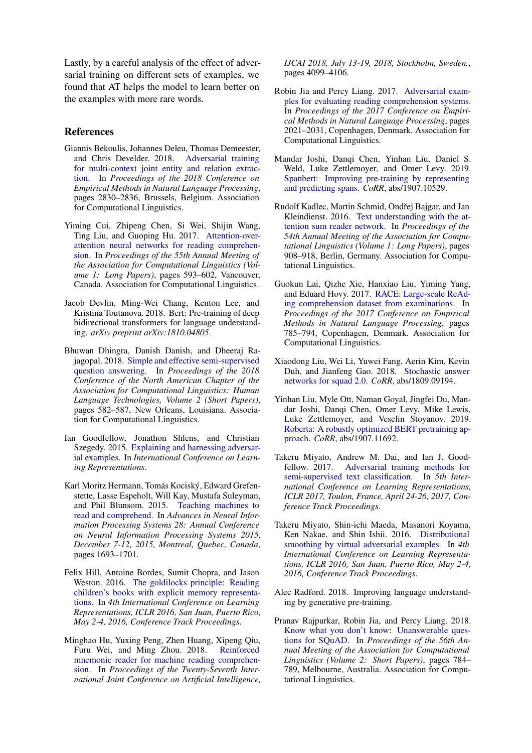Lastly, by a careful analysis of the effect of adversarial training on different sets of examples, we found that AT helps the model to learn better on the examples with more rare words.

## References

Giannis Bekoulis, Johannes Deleu, Thomas Demeester, and Chris Develder. 2018. Adversarial training for multi-context joint entity and relation extraction. In *Proceedings of the 2018 Conference on Empirical Methods in Natural Language Processing*, pages 2830–2836, Brussels, Belgium. Association for Computational Linguistics.

Yiming Cui, Zhipeng Chen, Si Wei, Shijin Wang, Ting Liu, and Guoping Hu. 2017. Attention-over-attention neural networks for reading comprehension. In *Proceedings of the 55th Annual Meeting of the Association for Computational Linguistics (Volume 1: Long Papers)*, pages 593–602, Vancouver, Canada. Association for Computational Linguistics.

Jacob Devlin, Ming-Wei Chang, Kenton Lee, and Kristina Toutanova. 2018. Bert: Pre-training of deep bidirectional transformers for language understanding. *arXiv preprint arXiv:1810.04805*.

Bhuwan Dhingra, Danish Danish, and Dheeraj Rajagopal. 2018. Simple and effective semi-supervised question answering. In *Proceedings of the 2018 Conference of the North American Chapter of the Association for Computational Linguistics: Human Language Technologies, Volume 2 (Short Papers)*, pages 582–587, New Orleans, Louisiana. Association for Computational Linguistics.

Ian Goodfellow, Jonathon Shlens, and Christian Szegedy. 2015. Explaining and harnessing adversarial examples. In *International Conference on Learning Representations*.

Karl Moritz Hermann, Tomás Kociský, Edward Grefenstette, Lasse Espeholt, Will Kay, Mustafa Suleyman, and Phil Blunsom. 2015. Teaching machines to read and comprehend. In *Advances in Neural Information Processing Systems 28: Annual Conference on Neural Information Processing Systems 2015, December 7-12, 2015, Montreal, Quebec, Canada*, pages 1693–1701.

Felix Hill, Antoine Bordes, Sumit Chopra, and Jason Weston. 2016. The goldilocks principle: Reading children's books with explicit memory representations. In *4th International Conference on Learning Representations, ICLR 2016, San Juan, Puerto Rico, May 2-4, 2016, Conference Track Proceedings*.

Minghao Hu, Yuxing Peng, Zhen Huang, Xipeng Qiu, Furu Wei, and Ming Zhou. 2018. Reinforced mnemonic reader for machine reading comprehension. In *Proceedings of the Twenty-Seventh International Joint Conference on Artificial Intelligence, IJCAI 2018, July 13-19, 2018, Stockholm, Sweden.*, pages 4099–4106.

Robin Jia and Percy Liang. 2017. Adversarial examples for evaluating reading comprehension systems. In *Proceedings of the 2017 Conference on Empirical Methods in Natural Language Processing*, pages 2021–2031, Copenhagen, Denmark. Association for Computational Linguistics.

Mandar Joshi, Danqi Chen, Yinhan Liu, Daniel S. Weld, Luke Zettlemoyer, and Omer Levy. 2019. Spanbert: Improving pre-training by representing and predicting spans. *CoRR*, abs/1907.10529.

Rudolf Kadlec, Martin Schmid, Ondřej Bajgar, and Jan Kleindienst. 2016. Text understanding with the attention sum reader network. In *Proceedings of the 54th Annual Meeting of the Association for Computational Linguistics (Volume 1: Long Papers)*, pages 908–918, Berlin, Germany. Association for Computational Linguistics.

Guokun Lai, Qizhe Xie, Hanxiao Liu, Yiming Yang, and Eduard Hovy. 2017. RACE: Large-scale ReAding comprehension dataset from examinations. In *Proceedings of the 2017 Conference on Empirical Methods in Natural Language Processing*, pages 785–794, Copenhagen, Denmark. Association for Computational Linguistics.

Xiaodong Liu, Wei Li, Yuwei Fang, Aerin Kim, Kevin Duh, and Jianfeng Gao. 2018. Stochastic answer networks for squad 2.0. *CoRR*, abs/1809.09194.

Yinhan Liu, Myle Ott, Naman Goyal, Jingfei Du, Mandar Joshi, Danqi Chen, Omer Levy, Mike Lewis, Luke Zettlemoyer, and Veselin Stoyanov. 2019. Roberta: A robustly optimized BERT pretraining approach. *CoRR*, abs/1907.11692.

Takeru Miyato, Andrew M. Dai, and Ian J. Goodfellow. 2017. Adversarial training methods for semi-supervised text classification. In *5th International Conference on Learning Representations, ICLR 2017, Toulon, France, April 24-26, 2017, Conference Track Proceedings*.

Takeru Miyato, Shin-ichi Maeda, Masanori Koyama, Ken Nakae, and Shin Ishii. 2016. Distributional smoothing by virtual adversarial examples. In *4th International Conference on Learning Representations, ICLR 2016, San Juan, Puerto Rico, May 2-4, 2016, Conference Track Proceedings*.

Alec Radford. 2018. Improving language understanding by generative pre-training.

Pranav Rajpurkar, Robin Jia, and Percy Liang. 2018. Know what you don't know: Unanswerable questions for SQuAD. In *Proceedings of the 56th Annual Meeting of the Association for Computational Linguistics (Volume 2: Short Papers)*, pages 784–789, Melbourne, Australia. Association for Computational Linguistics.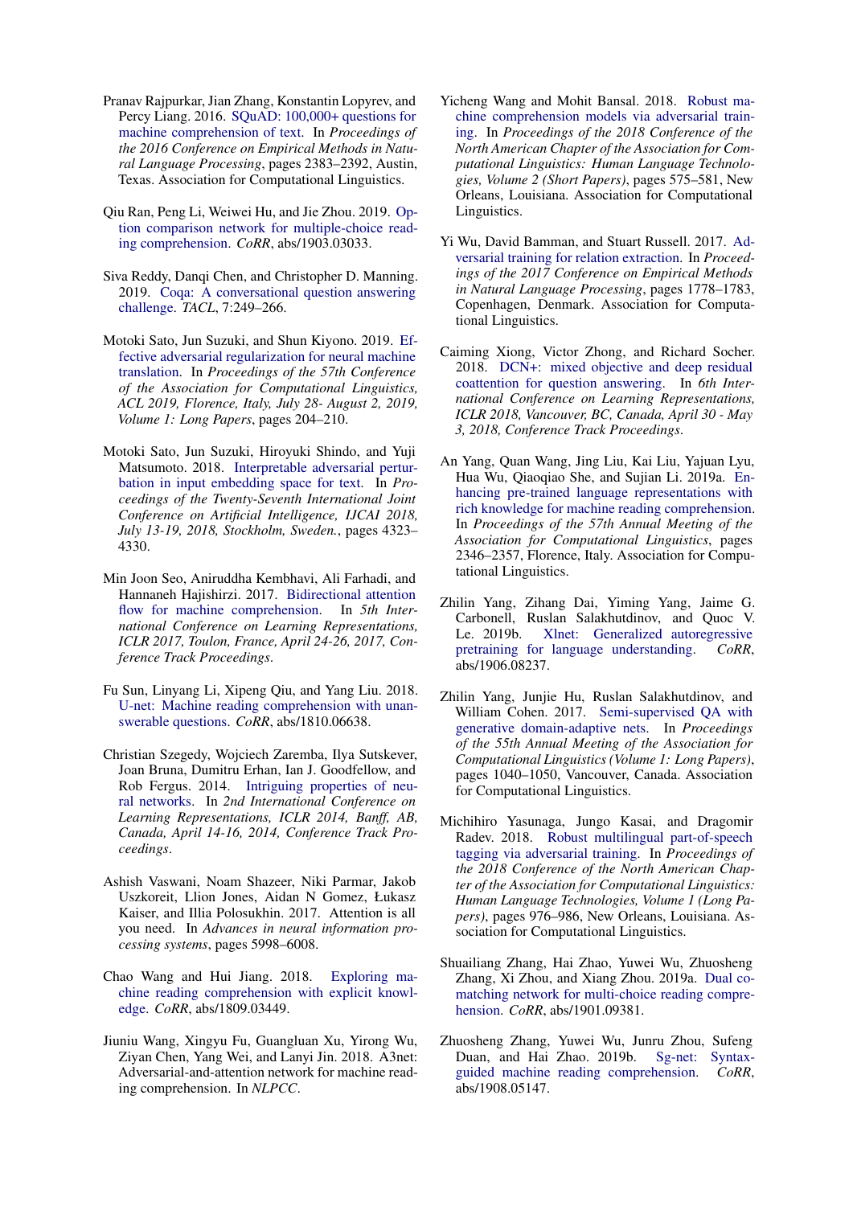Pranav Rajpurkar, Jian Zhang, Konstantin Lopyrev, and Percy Liang. 2016. SQuAD: 100,000+ questions for machine comprehension of text. In *Proceedings of the 2016 Conference on Empirical Methods in Natural Language Processing*, pages 2383–2392, Austin, Texas. Association for Computational Linguistics.

Qiu Ran, Peng Li, Weiwei Hu, and Jie Zhou. 2019. Option comparison network for multiple-choice reading comprehension. *CoRR*, abs/1903.03033.

Siva Reddy, Danqi Chen, and Christopher D. Manning. 2019. Coqa: A conversational question answering challenge. *TACL*, 7:249–266.

Motoki Sato, Jun Suzuki, and Shun Kiyono. 2019. Effective adversarial regularization for neural machine translation. In *Proceedings of the 57th Conference of the Association for Computational Linguistics, ACL 2019, Florence, Italy, July 28- August 2, 2019, Volume 1: Long Papers*, pages 204–210.

Motoki Sato, Jun Suzuki, Hiroyuki Shindo, and Yuji Matsumoto. 2018. Interpretable adversarial perturbation in input embedding space for text. In *Proceedings of the Twenty-Seventh International Joint Conference on Artificial Intelligence, IJCAI 2018, July 13-19, 2018, Stockholm, Sweden.*, pages 4323–4330.

Min Joon Seo, Aniruddha Kembhavi, Ali Farhadi, and Hannaneh Hajishirzi. 2017. Bidirectional attention flow for machine comprehension. In *5th International Conference on Learning Representations, ICLR 2017, Toulon, France, April 24-26, 2017, Conference Track Proceedings*.

Fu Sun, Linyang Li, Xipeng Qiu, and Yang Liu. 2018. U-net: Machine reading comprehension with unanswerable questions. *CoRR*, abs/1810.06638.

Christian Szegedy, Wojciech Zaremba, Ilya Sutskever, Joan Bruna, Dumitru Erhan, Ian J. Goodfellow, and Rob Fergus. 2014. Intriguing properties of neural networks. In *2nd International Conference on Learning Representations, ICLR 2014, Banff, AB, Canada, April 14-16, 2014, Conference Track Proceedings*.

Ashish Vaswani, Noam Shazeer, Niki Parmar, Jakob Uszkoreit, Llion Jones, Aidan N Gomez, Łukasz Kaiser, and Illia Polosukhin. 2017. Attention is all you need. In *Advances in neural information processing systems*, pages 5998–6008.

Chao Wang and Hui Jiang. 2018. Exploring machine reading comprehension with explicit knowledge. *CoRR*, abs/1809.03449.

Jiuniu Wang, Xingyu Fu, Guangluan Xu, Yirong Wu, Ziyan Chen, Yang Wei, and Lanyi Jin. 2018. A3net: Adversarial-and-attention network for machine reading comprehension. In *NLPCC*.

Yicheng Wang and Mohit Bansal. 2018. Robust machine comprehension models via adversarial training. In *Proceedings of the 2018 Conference of the North American Chapter of the Association for Computational Linguistics: Human Language Technologies, Volume 2 (Short Papers)*, pages 575–581, New Orleans, Louisiana. Association for Computational Linguistics.

Yi Wu, David Bamman, and Stuart Russell. 2017. Adversarial training for relation extraction. In *Proceedings of the 2017 Conference on Empirical Methods in Natural Language Processing*, pages 1778–1783, Copenhagen, Denmark. Association for Computational Linguistics.

Caiming Xiong, Victor Zhong, and Richard Socher. 2018. DCN+: mixed objective and deep residual coattention for question answering. In *6th International Conference on Learning Representations, ICLR 2018, Vancouver, BC, Canada, April 30 - May 3, 2018, Conference Track Proceedings*.

An Yang, Quan Wang, Jing Liu, Kai Liu, Yajuan Lyu, Hua Wu, Qiaoqiao She, and Sujian Li. 2019a. Enhancing pre-trained language representations with rich knowledge for machine reading comprehension. In *Proceedings of the 57th Annual Meeting of the Association for Computational Linguistics*, pages 2346–2357, Florence, Italy. Association for Computational Linguistics.

Zhilin Yang, Zihang Dai, Yiming Yang, Jaime G. Carbonell, Ruslan Salakhutdinov, and Quoc V. Le. 2019b. Xlnet: Generalized autoregressive pretraining for language understanding. *CoRR*, abs/1906.08237.

Zhilin Yang, Junjie Hu, Ruslan Salakhutdinov, and William Cohen. 2017. Semi-supervised QA with generative domain-adaptive nets. In *Proceedings of the 55th Annual Meeting of the Association for Computational Linguistics (Volume 1: Long Papers)*, pages 1040–1050, Vancouver, Canada. Association for Computational Linguistics.

Michihiro Yasunaga, Jungo Kasai, and Dragomir Radev. 2018. Robust multilingual part-of-speech tagging via adversarial training. In *Proceedings of the 2018 Conference of the North American Chapter of the Association for Computational Linguistics: Human Language Technologies, Volume 1 (Long Papers)*, pages 976–986, New Orleans, Louisiana. Association for Computational Linguistics.

Shuailiang Zhang, Hai Zhao, Yuwei Wu, Zhuosheng Zhang, Xi Zhou, and Xiang Zhou. 2019a. Dual co-matching network for multi-choice reading comprehension. *CoRR*, abs/1901.09381.

Zhuosheng Zhang, Yuwei Wu, Junru Zhou, Sufeng Duan, and Hai Zhao. 2019b. Sg-net: Syntax-guided machine reading comprehension. *CoRR*, abs/1908.05147.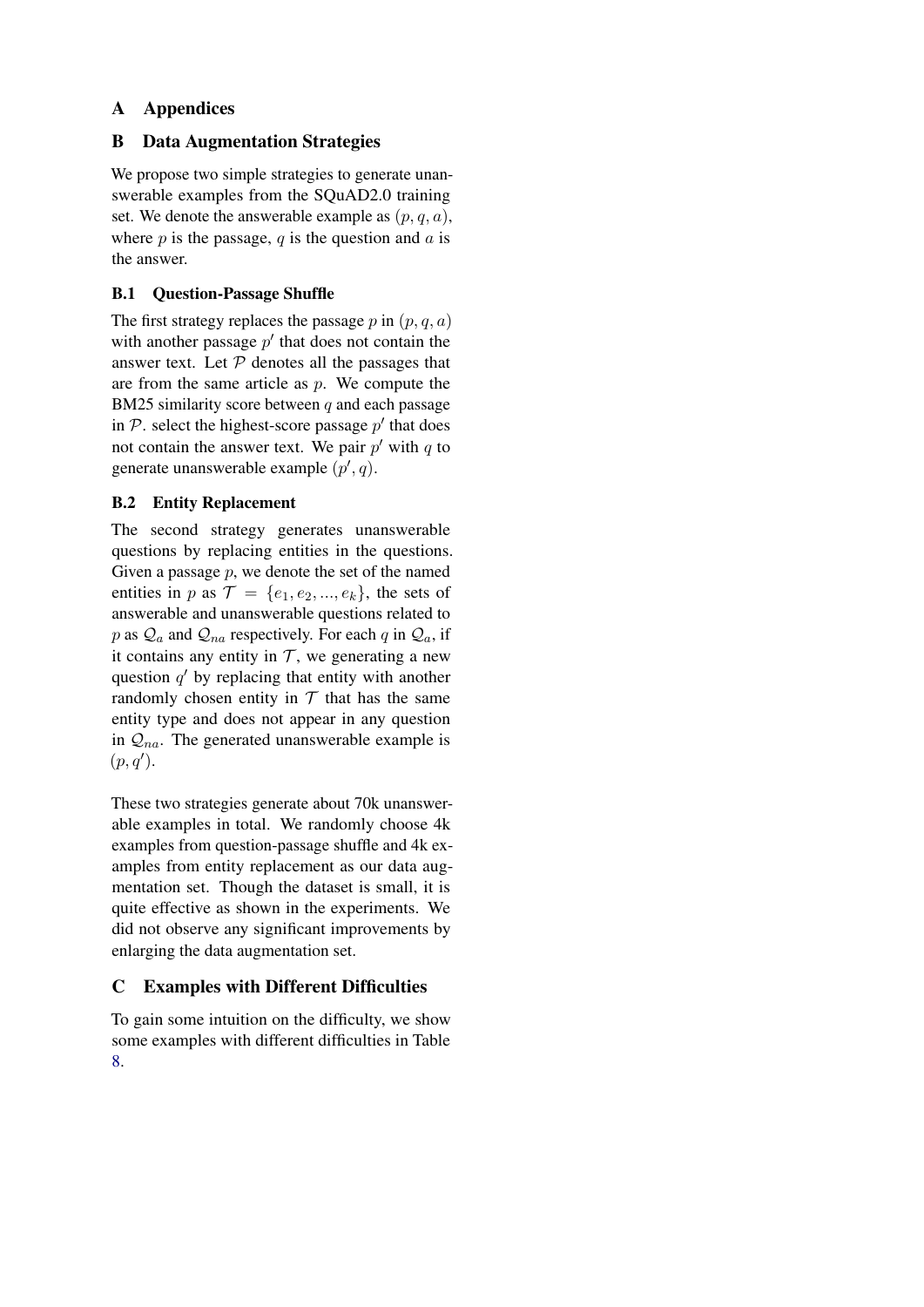# A Appendices

# B Data Augmentation Strategies

We propose two simple strategies to generate unanswerable examples from the SQuAD2.0 training set. We denote the answerable example as $(p, q, a)$, where $p$ is the passage, $q$ is the question and $a$ is the answer.

## B.1 Question-Passage Shuffle

The first strategy replaces the passage $p$ in $(p, q, a)$ with another passage $p'$ that does not contain the answer text. Let $\mathcal{P}$ denotes all the passages that are from the same article as $p$. We compute the BM25 similarity score between $q$ and each passage in $\mathcal{P}$. select the highest-score passage $p'$ that does not contain the answer text. We pair $p'$ with $q$ to generate unanswerable example $(p', q)$.

## B.2 Entity Replacement

The second strategy generates unanswerable questions by replacing entities in the questions. Given a passage $p$, we denote the set of the named entities in $p$ as $\mathcal{T} = \{e_1, e_2, ..., e_k\}$, the sets of answerable and unanswerable questions related to $p$ as $\mathcal{Q}_a$ and $\mathcal{Q}_{na}$ respectively. For each $q$ in $\mathcal{Q}_a$, if it contains any entity in $\mathcal{T}$, we generating a new question $q'$ by replacing that entity with another randomly chosen entity in $\mathcal{T}$ that has the same entity type and does not appear in any question in $\mathcal{Q}_{na}$. The generated unanswerable example is $(p, q')$.

These two strategies generate about 70k unanswerable examples in total. We randomly choose 4k examples from question-passage shuffle and 4k examples from entity replacement as our data augmentation set. Though the dataset is small, it is quite effective as shown in the experiments. We did not observe any significant improvements by enlarging the data augmentation set.

# C Examples with Different Difficulties

To gain some intuition on the difficulty, we show some examples with different difficulties in Table 8.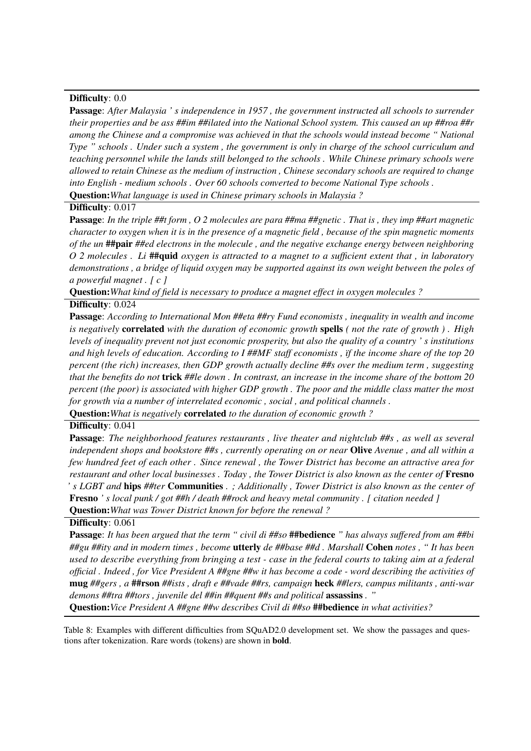**Difficulty**: 0.0

**Passage**: *After Malaysia ' s independence in 1957 , the government instructed all schools to surrender their properties and be ass ##im ##ilated into the National School system. This caused an up ##roa ##r among the Chinese and a compromise was achieved in that the schools would instead become " National Type " schools . Under such a system , the government is only in charge of the school curriculum and teaching personnel while the lands still belonged to the schools . While Chinese primary schools were allowed to retain Chinese as the medium of instruction , Chinese secondary schools are required to change into English - medium schools . Over 60 schools converted to become National Type schools .*

**Question:** *What language is used in Chinese primary schools in Malaysia ?*

**Difficulty**: 0.017

**Passage**: *In the triple ##t form , O 2 molecules are para ##ma ##gnetic . That is , they imp ##art magnetic character to oxygen when it is in the presence of a magnetic field , because of the spin magnetic moments of the un* **##pair** *##ed electrons in the molecule , and the negative exchange energy between neighboring O 2 molecules . Li* **##quid** *oxygen is attracted to a magnet to a sufficient extent that , in laboratory demonstrations , a bridge of liquid oxygen may be supported against its own weight between the poles of a powerful magnet . [ c ]*

**Question:** *What kind of field is necessary to produce a magnet effect in oxygen molecules ?*

**Difficulty**: 0.024

**Passage**: *According to International Mon ##eta ##ry Fund economists , inequality in wealth and income is negatively* **correlated** *with the duration of economic growth* **spells** *( not the rate of growth ) . High levels of inequality prevent not just economic prosperity, but also the quality of a country ' s institutions and high levels of education. According to I ##MF staff economists , if the income share of the top 20 percent (the rich) increases, then GDP growth actually decline ##s over the medium term , suggesting that the benefits do not* **trick** *##le down . In contrast, an increase in the income share of the bottom 20 percent (the poor) is associated with higher GDP growth . The poor and the middle class matter the most for growth via a number of interrelated economic , social , and political channels .*

**Question:** *What is negatively* **correlated** *to the duration of economic growth ?*

**Difficulty**: 0.041

**Passage**: *The neighborhood features restaurants , live theater and nightclub ##s , as well as several independent shops and bookstore ##s , currently operating on or near* **Olive** *Avenue , and all within a few hundred feet of each other . Since renewal , the Tower District has become an attractive area for restaurant and other local businesses . Today , the Tower District is also known as the center of* **Fresno** *' s LGBT and* **hips** *##ter* **Communities** *. ; Additionally , Tower District is also known as the center of* **Fresno** *' s local punk / got ##h / death ##rock and heavy metal community . [ citation needed ]*

**Question:** *What was Tower District known for before the renewal ?*

**Difficulty**: 0.061

**Passage**: *It has been argued that the term " civil di ##so* **##bedience** *" has always suffered from am ##bi ##gu ##ity and in modern times , become* **utterly** *de ##base ##d . Marshall* **Cohen** *notes , " It has been used to describe everything from bringing a test - case in the federal courts to taking aim at a federal official . Indeed , for Vice President A ##gne ##w it has become a code - word describing the activities of* **mug** *##gers , a* **##rson** *##ists , draft e ##vade ##rs, campaign* **heck** *##lers, campus militants , anti-war demons ##tra ##tors , juvenile del ##in ##quent ##s and political* **assassins** *. "*

**Question:** *Vice President A ##gne ##w describes Civil di ##so* **##bedience** *in what activities?*

Table 8: Examples with different difficulties from SQuAD2.0 development set. We show the passages and questions after tokenization. Rare words (tokens) are shown in **bold**.